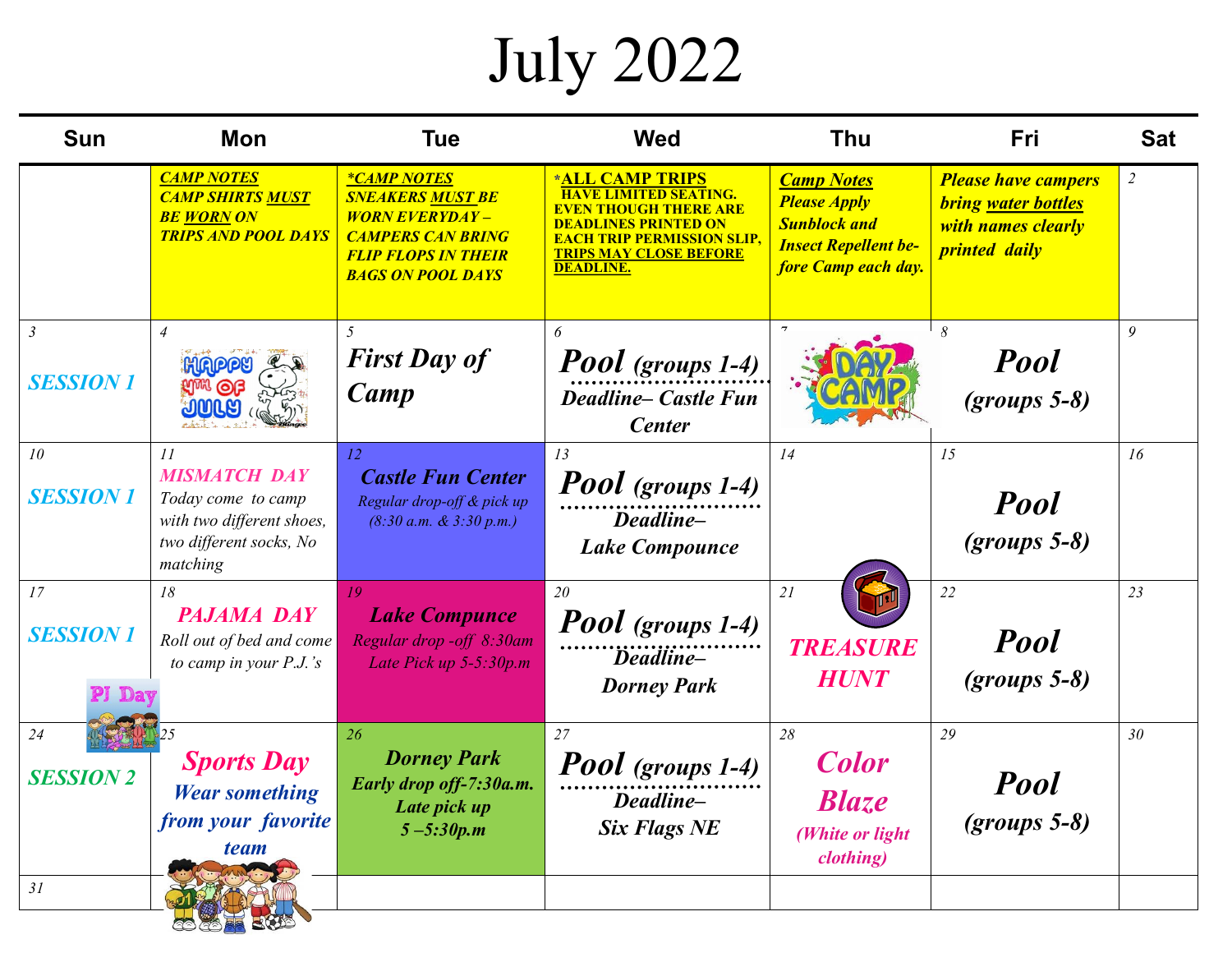# July 2022

| Sun | Mon | Tue | Wed | Thu | Fri | Sat |
|---|---|---|---|---|---|---|
| | ***CAMP NOTES*** ***CAMP SHIRTS MUST BE WORN ON TRIPS AND POOL DAYS*** | ***\*CAMP NOTES*** ***SNEAKERS MUST BE WORN EVERYDAY – CAMPERS CAN BRING FLIP FLOPS IN THEIR BAGS ON POOL DAYS*** | **\*ALL CAMP TRIPS HAVE LIMITED SEATING. EVEN THOUGH THERE ARE DEADLINES PRINTED ON EACH TRIP PERMISSION SLIP, TRIPS MAY CLOSE BEFORE DEADLINE.** | ***Camp Notes*** ***Please Apply Sunblock and Insect Repellent before Camp each day.*** | ***Please have campers bring water bottles with names clearly printed daily*** | 2 |
| 3 ***SESSION 1*** | 4 | 5 ***First Day of Camp*** | 6 ***Pool (groups 1-4)*** ***Deadline– Castle Fun Center*** | 7 | 8 ***Pool (groups 5-8)*** | 9 |
| 10 ***SESSION 1*** | 11 ***MISMATCH DAY*** *Today come to camp with two different shoes, two different socks, No matching* | 12 ***Castle Fun Center*** *Regular drop-off & pick up (8:30 a.m. & 3:30 p.m.)* | 13 ***Pool (groups 1-4)*** ***Deadline– Lake Compounce*** | 14 | 15 ***Pool (groups 5-8)*** | 16 |
| 17 ***SESSION 1*** | 18 ***PAJAMA DAY*** *Roll out of bed and come to camp in your P.J.'s* | 19 ***Lake Compunce*** *Regular drop -off 8:30am Late Pick up 5-5:30p.m* | 20 ***Pool (groups 1-4)*** ***Deadline– Dorney Park*** | 21 ***TREASURE HUNT*** | 22 ***Pool (groups 5-8)*** | 23 |
| 24 ***SESSION 2*** | 25 ***Sports Day*** ***Wear something from your favorite team*** | 26 ***Dorney Park*** ***Early drop off-7:30a.m. Late pick up 5 –5:30p.m*** | 27 ***Pool (groups 1-4)*** ***Deadline– Six Flags NE*** | 28 ***Color Blaze*** ***(White or light clothing)*** | 29 ***Pool (groups 5-8)*** | 30 |
| 31 | | | | | | |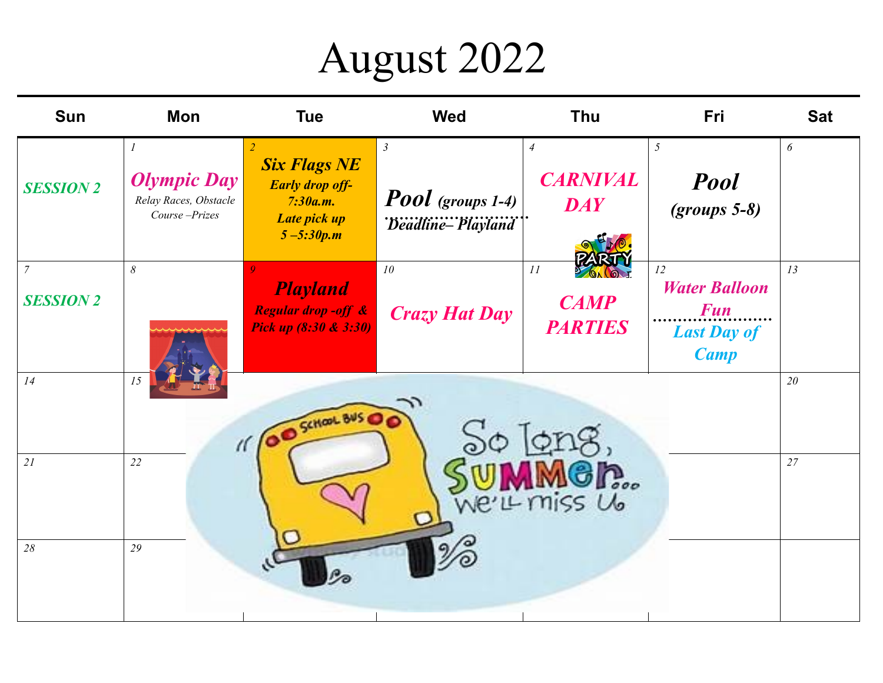# August 2022

| Sun | Mon | Tue | Wed | Thu | Fri | Sat |
|---|---|---|---|---|---|---|
| SESSION 2 | 1 Olympic Day Relay Races, Obstacle Course –Prizes | 2 Six Flags NE Early drop off- 7:30a.m. Late pick up 5 –5:30p.m | 3 Pool (groups 1-4) Deadline– Playland | 4 CARNIVAL DAY | 5 Pool (groups 5-8) | 6 |
| 7 SESSION 2 | 8 | 9 Playland Regular drop -off & Pick up (8:30 & 3:30) | 10 Crazy Hat Day | 11 CAMP PARTIES | 12 Water Balloon Fun Last Day of Camp | 13 |
| 14 | 15 | | | | | 20 |
| 21 | 22 | | | | | 27 |
| 28 | 29 | | | | | |